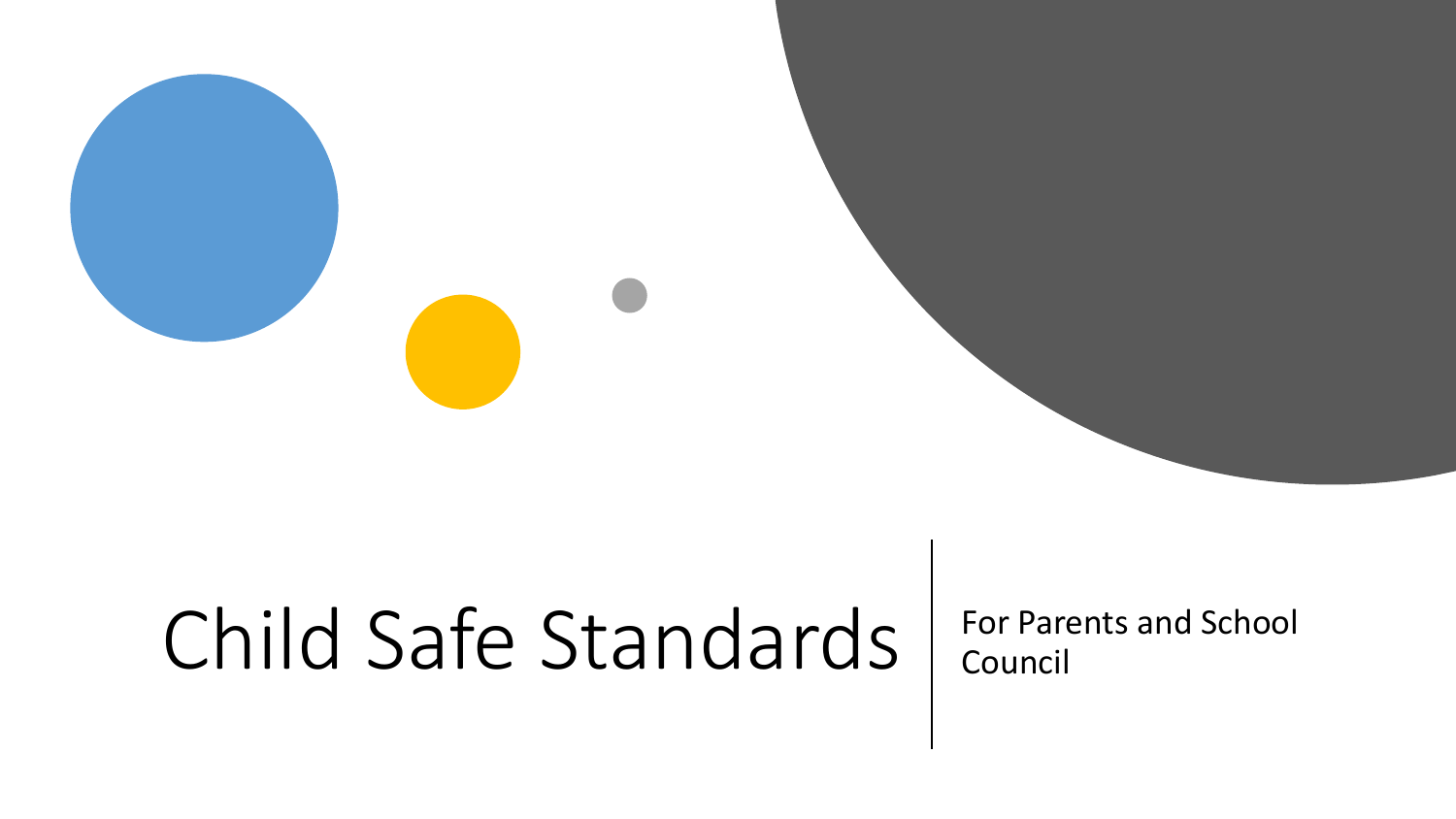# Child Safe Standards

For Parents and School Council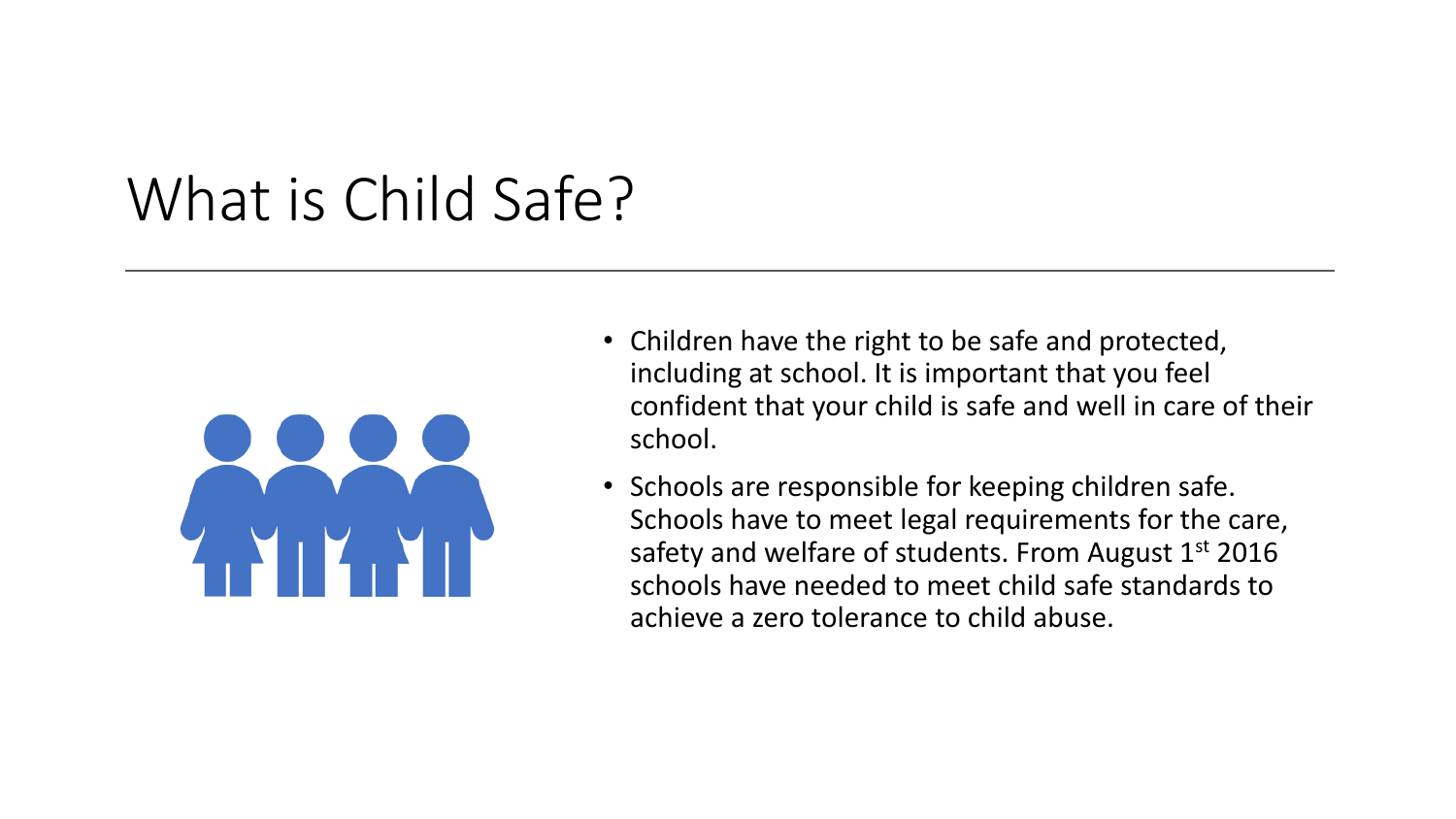# What is Child Safe?

- Children have the right to be safe and protected, including at school. It is important that you feel confident that your child is safe and well in care of their school.
- Schools are responsible for keeping children safe. Schools have to meet legal requirements for the care, safety and welfare of students. From August 1st 2016 schools have needed to meet child safe standards to achieve a zero tolerance to child abuse.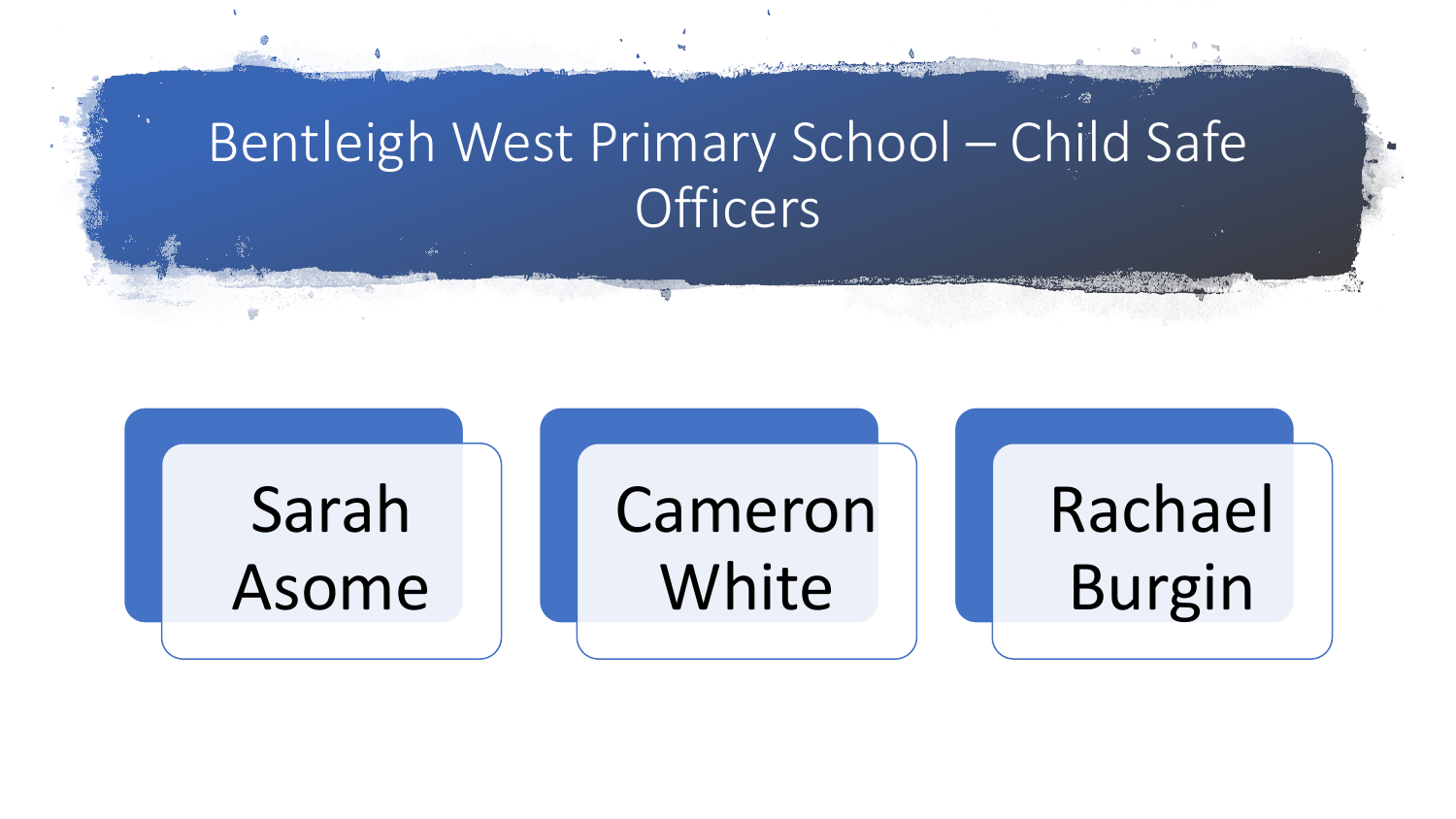# Bentleigh West Primary School – Child Safe Officers

- Sarah Asome
- Cameron White
- Rachael Burgin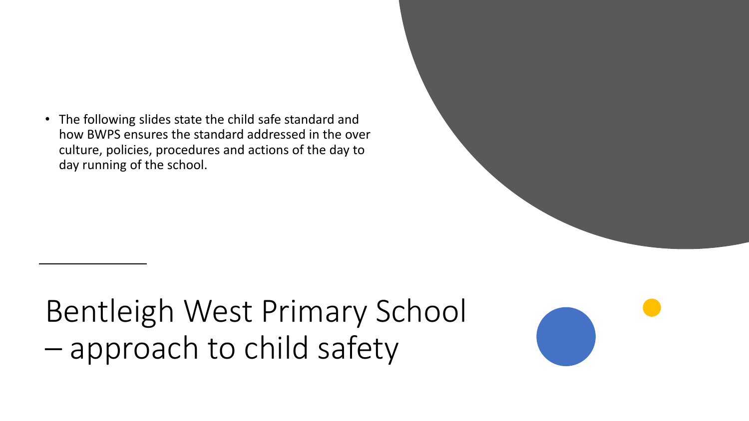- The following slides state the child safe standard and how BWPS ensures the standard addressed in the over culture, policies, procedures and actions of the day to day running of the school.

# Bentleigh West Primary School – approach to child safety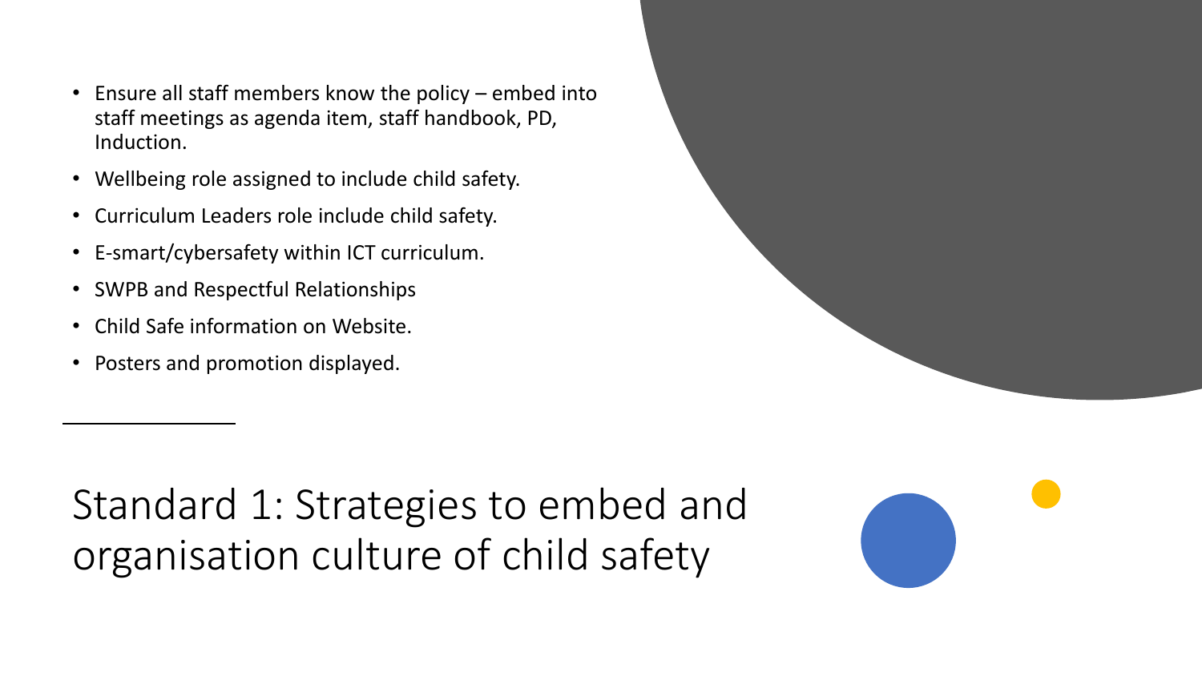## Standard 1: Strategies to embed and organisation culture of child safety

- Ensure all staff members know the policy – embed into staff meetings as agenda item, staff handbook, PD, Induction.
- Wellbeing role assigned to include child safety.
- Curriculum Leaders role include child safety.
- E-smart/cybersafety within ICT curriculum.
- SWPB and Respectful Relationships
- Child Safe information on Website.
- Posters and promotion displayed.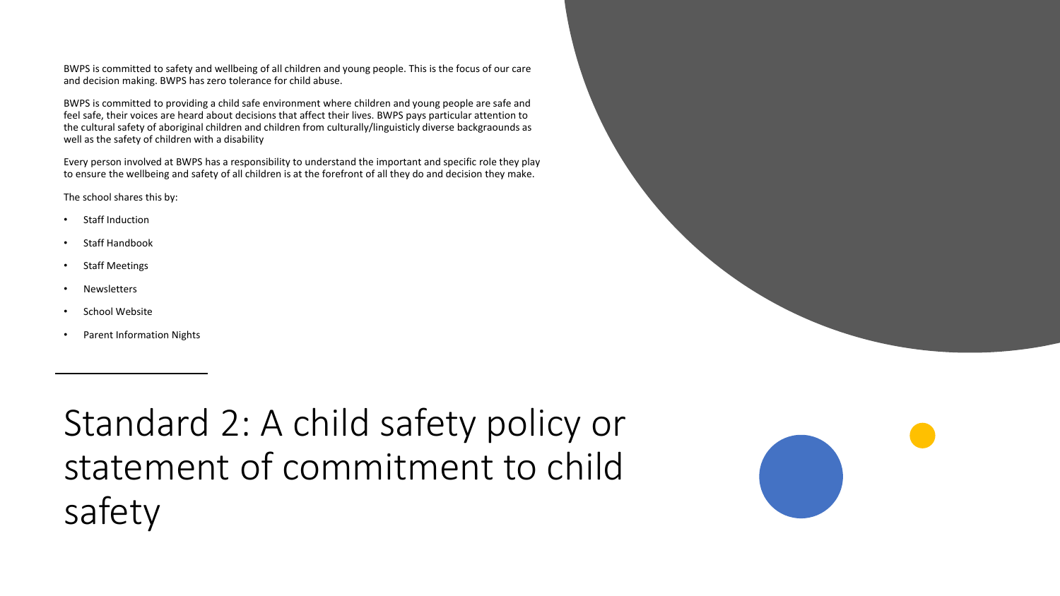# Standard 2: A child safety policy or statement of commitment to child safety

BWPS is committed to safety and wellbeing of all children and young people. This is the focus of our care and decision making. BWPS has zero tolerance for child abuse.

BWPS is committed to providing a child safe environment where children and young people are safe and feel safe, their voices are heard about decisions that affect their lives. BWPS pays particular attention to the cultural safety of aboriginal children and children from culturally/linguisticly diverse backgraounds as well as the safety of children with a disability

Every person involved at BWPS has a responsibility to understand the important and specific role they play to ensure the wellbeing and safety of all children is at the forefront of all they do and decision they make.

The school shares this by:

- Staff Induction
- Staff Handbook
- Staff Meetings
- Newsletters
- School Website
- Parent Information Nights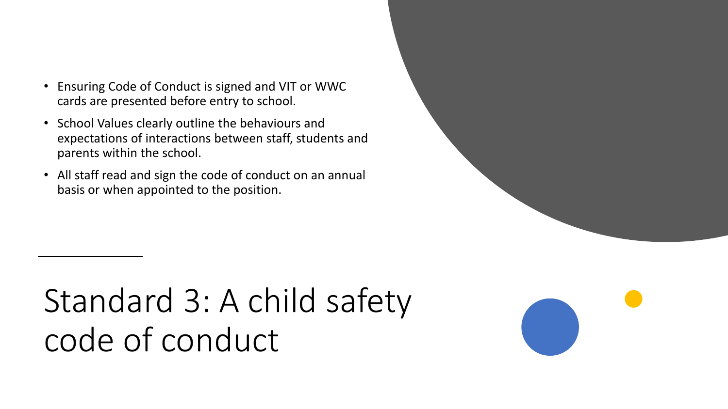# Standard 3: A child safety code of conduct

- Ensuring Code of Conduct is signed and VIT or WWC cards are presented before entry to school.
- School Values clearly outline the behaviours and expectations of interactions between staff, students and parents within the school.
- All staff read and sign the code of conduct on an annual basis or when appointed to the position.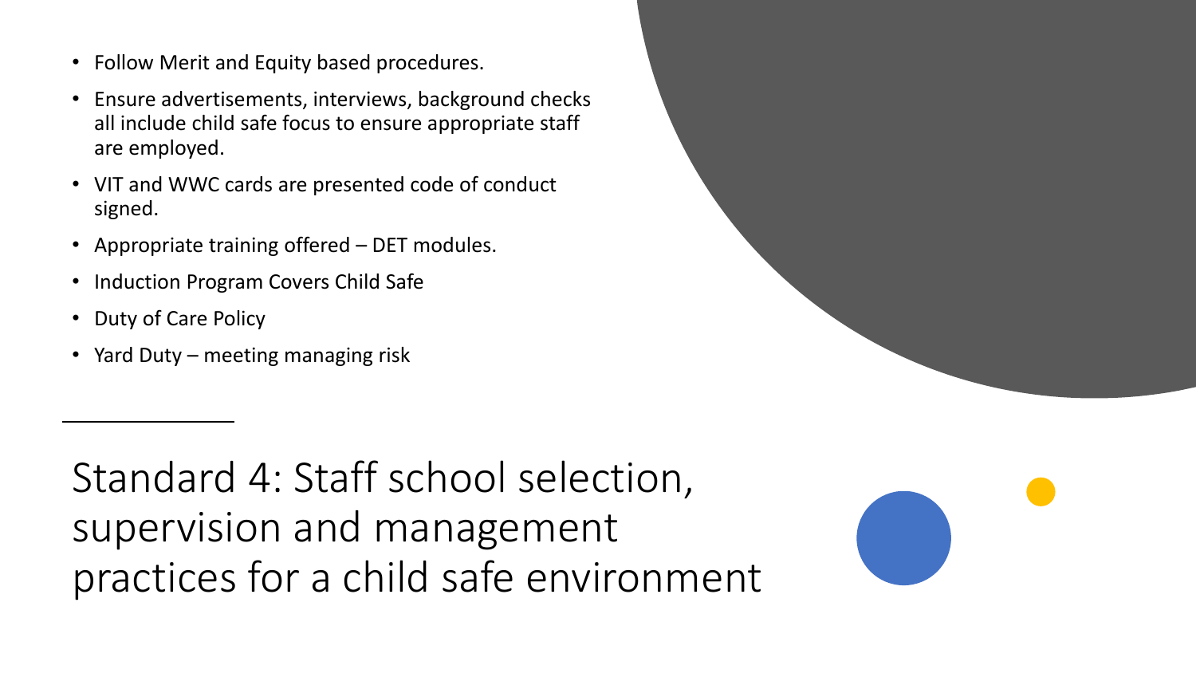- Follow Merit and Equity based procedures.
- Ensure advertisements, interviews, background checks all include child safe focus to ensure appropriate staff are employed.
- VIT and WWC cards are presented code of conduct signed.
- Appropriate training offered – DET modules.
- Induction Program Covers Child Safe
- Duty of Care Policy
- Yard Duty – meeting managing risk

# Standard 4: Staff school selection, supervision and management practices for a child safe environment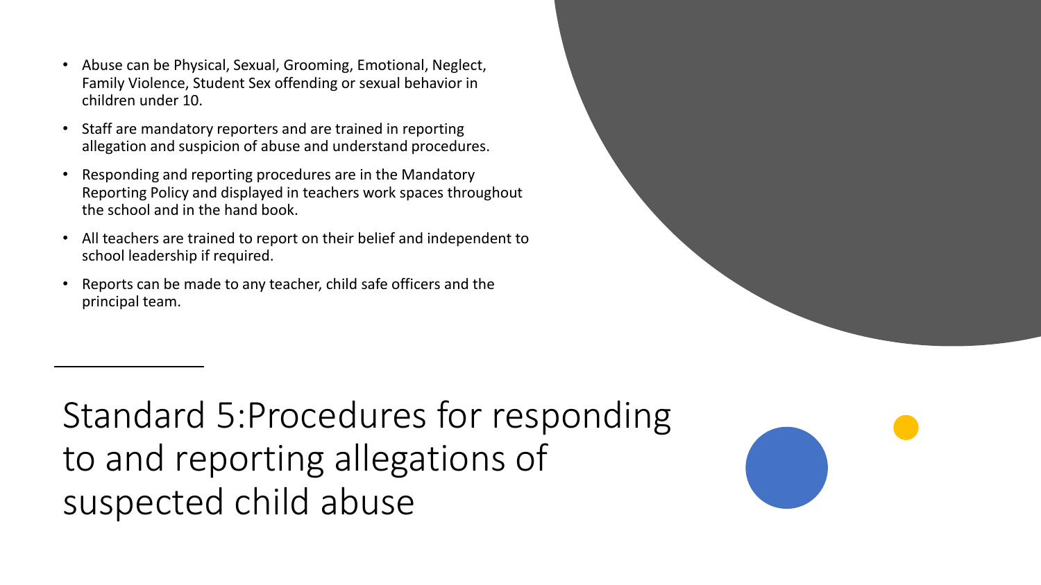- Abuse can be Physical, Sexual, Grooming, Emotional, Neglect, Family Violence, Student Sex offending or sexual behavior in children under 10.
- Staff are mandatory reporters and are trained in reporting allegation and suspicion of abuse and understand procedures.
- Responding and reporting procedures are in the Mandatory Reporting Policy and displayed in teachers work spaces throughout the school and in the hand book.
- All teachers are trained to report on their belief and independent to school leadership if required.
- Reports can be made to any teacher, child safe officers and the principal team.

# Standard 5:Procedures for responding to and reporting allegations of suspected child abuse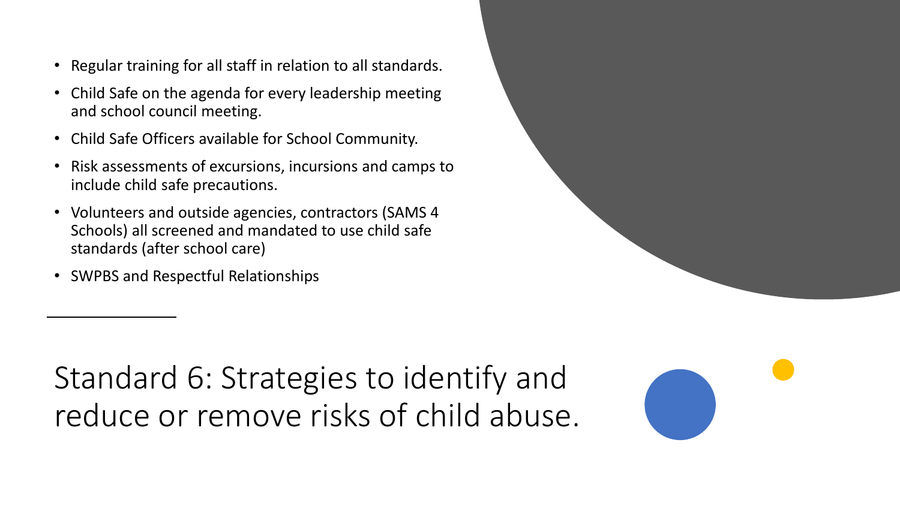- Regular training for all staff in relation to all standards.
- Child Safe on the agenda for every leadership meeting and school council meeting.
- Child Safe Officers available for School Community.
- Risk assessments of excursions, incursions and camps to include child safe precautions.
- Volunteers and outside agencies, contractors (SAMS 4 Schools) all screened and mandated to use child safe standards (after school care)
- SWPBS and Respectful Relationships

# Standard 6: Strategies to identify and reduce or remove risks of child abuse.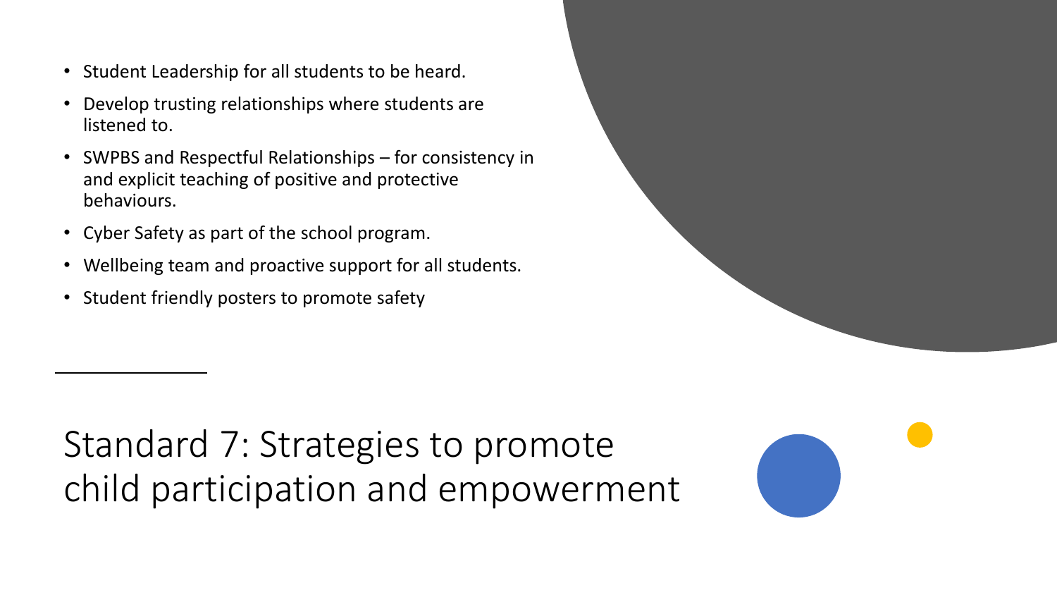- Student Leadership for all students to be heard.
- Develop trusting relationships where students are listened to.
- SWPBS and Respectful Relationships – for consistency in and explicit teaching of positive and protective behaviours.
- Cyber Safety as part of the school program.
- Wellbeing team and proactive support for all students.
- Student friendly posters to promote safety

# Standard 7: Strategies to promote child participation and empowerment